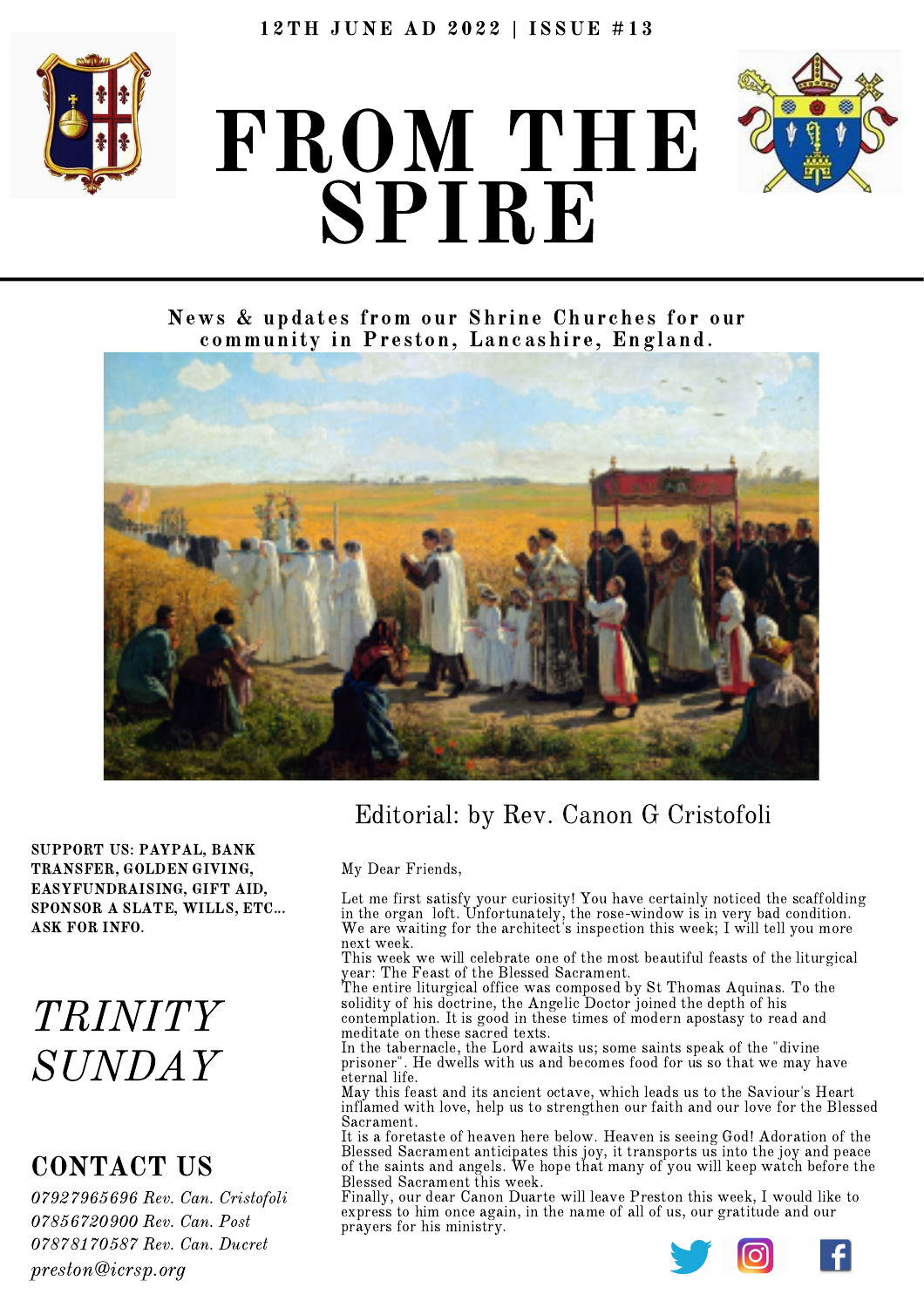12TH JUNE AD 2022 | ISSUE #13

# FROM THE SPIRE

News & updates from our Shrine Churches for our community in Preston, Lancashire, England.

**SUPPORT US: PAYPAL, BANK TRANSFER, GOLDEN GIVING, EASYFUNDRAISING, GIFT AID, SPONSOR A SLATE, WILLS, ETC... ASK FOR INFO.**

## *TRINITY SUNDAY*

## CONTACT US

*07927965696 Rev. Can. Cristofoli*
*07856720900 Rev. Can. Post*
*07878170587 Rev. Can. Ducret*
*preston@icrsp.org*

## Editorial: by Rev. Canon G Cristofoli

My Dear Friends,

Let me first satisfy your curiosity! You have certainly noticed the scaffolding in the organ loft. Unfortunately, the rose-window is in very bad condition. We are waiting for the architect's inspection this week; I will tell you more next week.

This week we will celebrate one of the most beautiful feasts of the liturgical year: The Feast of the Blessed Sacrament.

The entire liturgical office was composed by St Thomas Aquinas. To the solidity of his doctrine, the Angelic Doctor joined the depth of his contemplation. It is good in these times of modern apostasy to read and meditate on these sacred texts.

In the tabernacle, the Lord awaits us; some saints speak of the "divine prisoner". He dwells with us and becomes food for us so that we may have eternal life.

May this feast and its ancient octave, which leads us to the Saviour's Heart inflamed with love, help us to strengthen our faith and our love for the Blessed Sacrament.

It is a foretaste of heaven here below. Heaven is seeing God! Adoration of the Blessed Sacrament anticipates this joy, it transports us into the joy and peace of the saints and angels. We hope that many of you will keep watch before the Blessed Sacrament this week.

Finally, our dear Canon Duarte will leave Preston this week, I would like to express to him once again, in the name of all of us, our gratitude and our prayers for his ministry.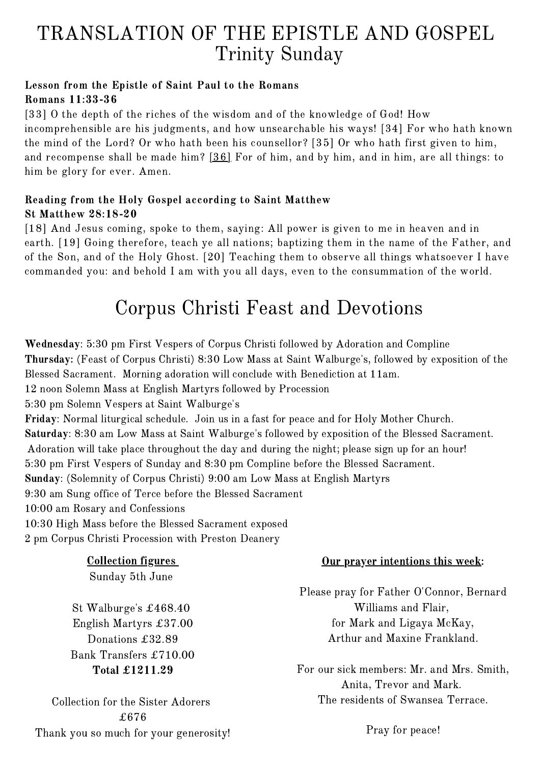# TRANSLATION OF THE EPISTLE AND GOSPEL
## Trinity Sunday

**Lesson from the Epistle of Saint Paul to the Romans**
**Romans 11:33-36**

[33] O the depth of the riches of the wisdom and of the knowledge of God! How incomprehensible are his judgments, and how unsearchable his ways! [34] For who hath known the mind of the Lord? Or who hath been his counsellor? [35] Or who hath first given to him, and recompense shall be made him? [36] For of him, and by him, and in him, are all things: to him be glory for ever. Amen.

**Reading from the Holy Gospel according to Saint Matthew**
**St Matthew 28:18-20**

[18] And Jesus coming, spoke to them, saying: All power is given to me in heaven and in earth. [19] Going therefore, teach ye all nations; baptizing them in the name of the Father, and of the Son, and of the Holy Ghost. [20] Teaching them to observe all things whatsoever I have commanded you: and behold I am with you all days, even to the consummation of the world.

# Corpus Christi Feast and Devotions

**Wednesday**: 5:30 pm First Vespers of Corpus Christi followed by Adoration and Compline
**Thursday:** (Feast of Corpus Christi) 8:30 Low Mass at Saint Walburge's, followed by exposition of the Blessed Sacrament. Morning adoration will conclude with Benediction at 11am.
12 noon Solemn Mass at English Martyrs followed by Procession
5:30 pm Solemn Vespers at Saint Walburge's
**Friday**: Normal liturgical schedule. Join us in a fast for peace and for Holy Mother Church.
**Saturday**: 8:30 am Low Mass at Saint Walburge's followed by exposition of the Blessed Sacrament. Adoration will take place throughout the day and during the night; please sign up for an hour!
5:30 pm First Vespers of Sunday and 8:30 pm Compline before the Blessed Sacrament.
**Sunday**: (Solemnity of Corpus Christi) 9:00 am Low Mass at English Martyrs
9:30 am Sung office of Terce before the Blessed Sacrament
10:00 am Rosary and Confessions
10:30 High Mass before the Blessed Sacrament exposed
2 pm Corpus Christi Procession with Preston Deanery

**Collection figures**
Sunday 5th June

St Walburge's £468.40
English Martyrs £37.00
Donations £32.89
Bank Transfers £710.00
**Total £1211.29**

Collection for the Sister Adorers
£676
Thank you so much for your generosity!

**Our prayer intentions this week:**

Please pray for Father O'Connor, Bernard Williams and Flair,
for Mark and Ligaya McKay,
Arthur and Maxine Frankland.

For our sick members: Mr. and Mrs. Smith, Anita, Trevor and Mark.
The residents of Swansea Terrace.

Pray for peace!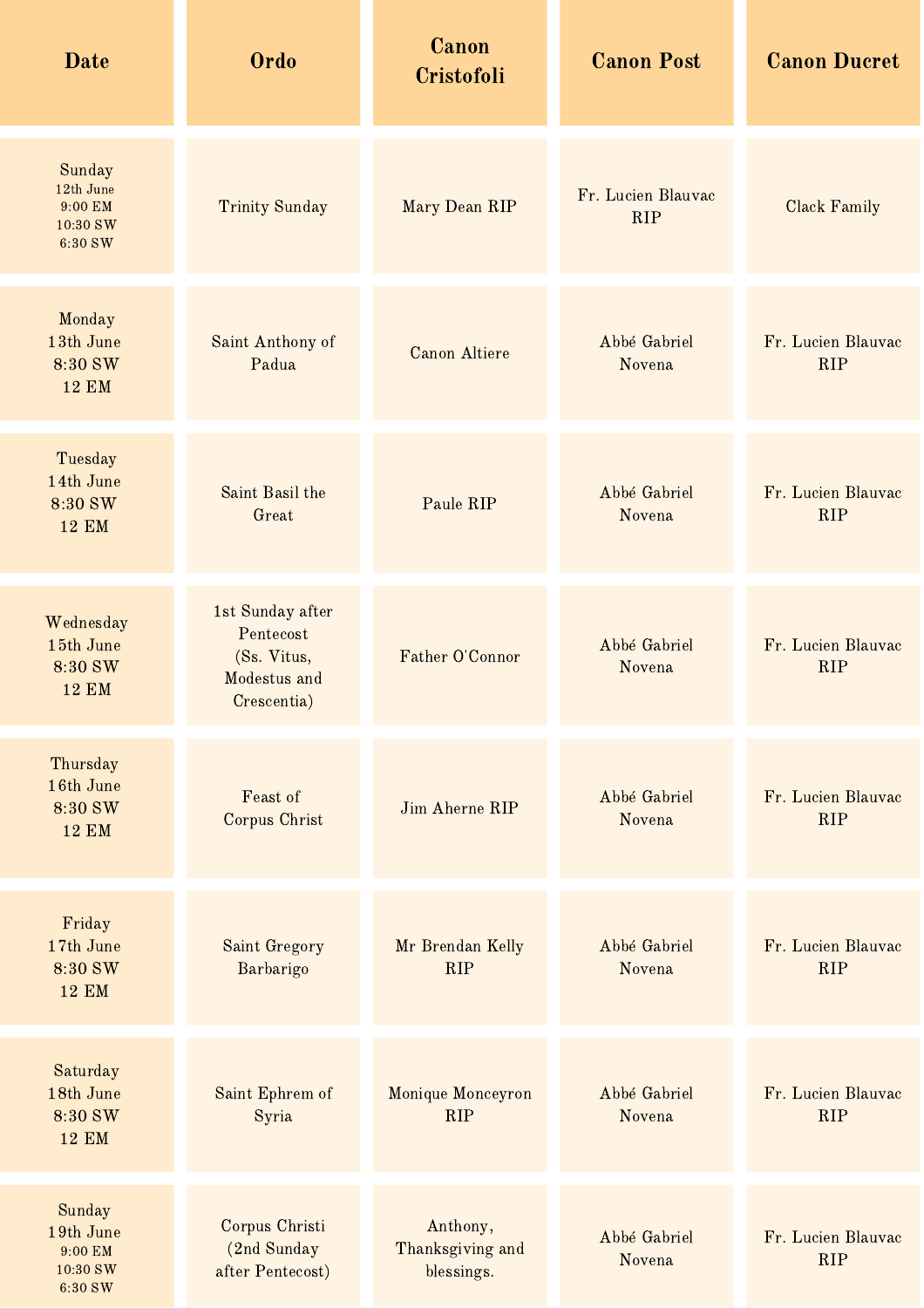| Date | Ordo | Canon Cristofoli | Canon Post | Canon Ducret |
| --- | --- | --- | --- | --- |
| Sunday 12th June 9:00 EM 10:30 SW 6:30 SW | Trinity Sunday | Mary Dean RIP | Fr. Lucien Blauvac RIP | Clack Family |
| Monday 13th June 8:30 SW 12 EM | Saint Anthony of Padua | Canon Altiere | Abbé Gabriel Novena | Fr. Lucien Blauvac RIP |
| Tuesday 14th June 8:30 SW 12 EM | Saint Basil the Great | Paule RIP | Abbé Gabriel Novena | Fr. Lucien Blauvac RIP |
| Wednesday 15th June 8:30 SW 12 EM | 1st Sunday after Pentecost (Ss. Vitus, Modestus and Crescentia) | Father O'Connor | Abbé Gabriel Novena | Fr. Lucien Blauvac RIP |
| Thursday 16th June 8:30 SW 12 EM | Feast of Corpus Christ | Jim Aherne RIP | Abbé Gabriel Novena | Fr. Lucien Blauvac RIP |
| Friday 17th June 8:30 SW 12 EM | Saint Gregory Barbarigo | Mr Brendan Kelly RIP | Abbé Gabriel Novena | Fr. Lucien Blauvac RIP |
| Saturday 18th June 8:30 SW 12 EM | Saint Ephrem of Syria | Monique Monceyron RIP | Abbé Gabriel Novena | Fr. Lucien Blauvac RIP |
| Sunday 19th June 9:00 EM 10:30 SW 6:30 SW | Corpus Christi (2nd Sunday after Pentecost) | Anthony, Thanksgiving and blessings. | Abbé Gabriel Novena | Fr. Lucien Blauvac RIP |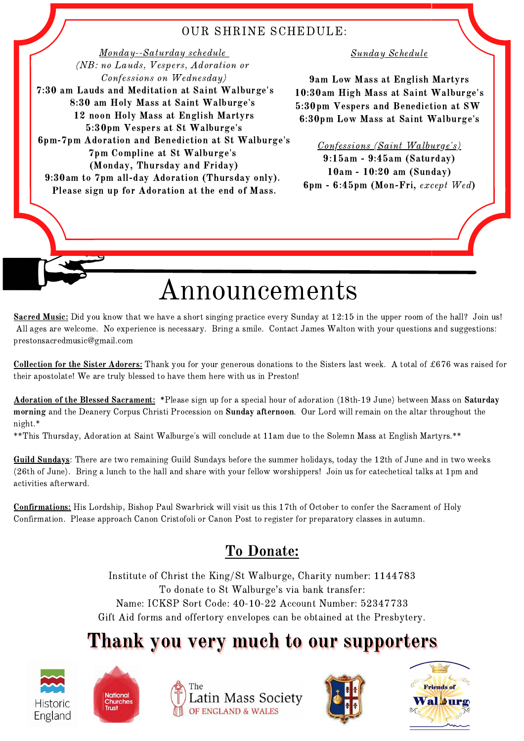## OUR SHRINE SCHEDULE:

*Monday--Saturday schedule*

*(NB: no Lauds, Vespers, Adoration or Confessions on Wednesday)*

**7:30 am Lauds and Meditation at Saint Walburge's**
**8:30 am Holy Mass at Saint Walburge's**
**12 noon Holy Mass at English Martyrs**
**5:30pm Vespers at St Walburge's**
**6pm-7pm Adoration and Benediction at St Walburge's**
**7pm Compline at St Walburge's**
**(Monday, Thursday and Friday)**
**9:30am to 7pm all-day Adoration (Thursday only).**
**Please sign up for Adoration at the end of Mass.**

*Sunday Schedule*

**9am Low Mass at English Martyrs**
**10:30am High Mass at Saint Walburge's**
**5:30pm Vespers and Benediction at SW**
**6:30pm Low Mass at Saint Walburge's**

*Confessions (Saint Walburge's)*

**9:15am - 9:45am (Saturday)**
**10am - 10:20 am (Sunday)**
**6pm - 6:45pm (Mon-Fri, *except* Wed)**

# Announcements

**Sacred Music:** Did you know that we have a short singing practice every Sunday at 12:15 in the upper room of the hall? Join us! All ages are welcome. No experience is necessary. Bring a smile. Contact James Walton with your questions and suggestions: prestonsacredmusic@gmail.com

**Collection for the Sister Adorers:** Thank you for your generous donations to the Sisters last week. A total of £676 was raised for their apostolate! We are truly blessed to have them here with us in Preston!

**Adoration of the Blessed Sacrament:** *Please sign up for a special hour of adoration (18th-19 June) between Mass on **Saturday morning** and the Deanery Corpus Christi Procession on **Sunday afternoon**. Our Lord will remain on the altar throughout the night.*

**This Thursday, Adoration at Saint Walburge's will conclude at 11am due to the Solemn Mass at English Martyrs.**

**Guild Sundays**: There are two remaining Guild Sundays before the summer holidays, today the 12th of June and in two weeks (26th of June). Bring a lunch to the hall and share with your fellow worshippers! Join us for catechetical talks at 1pm and activities afterward.

**Confirmations:** His Lordship, Bishop Paul Swarbrick will visit us this 17th of October to confer the Sacrament of Holy Confirmation. Please approach Canon Cristofoli or Canon Post to register for preparatory classes in autumn.

## To Donate:

Institute of Christ the King/St Walburge, Charity number: 1144783
To donate to St Walburge's via bank transfer:
Name: ICKSP Sort Code: 40-10-22 Account Number: 52347733
Gift Aid forms and offertory envelopes can be obtained at the Presbytery.

## Thank you very much to our supporters

Historic England

National Churches Trust

The Latin Mass Society OF ENGLAND & WALES

Friends of Walburge